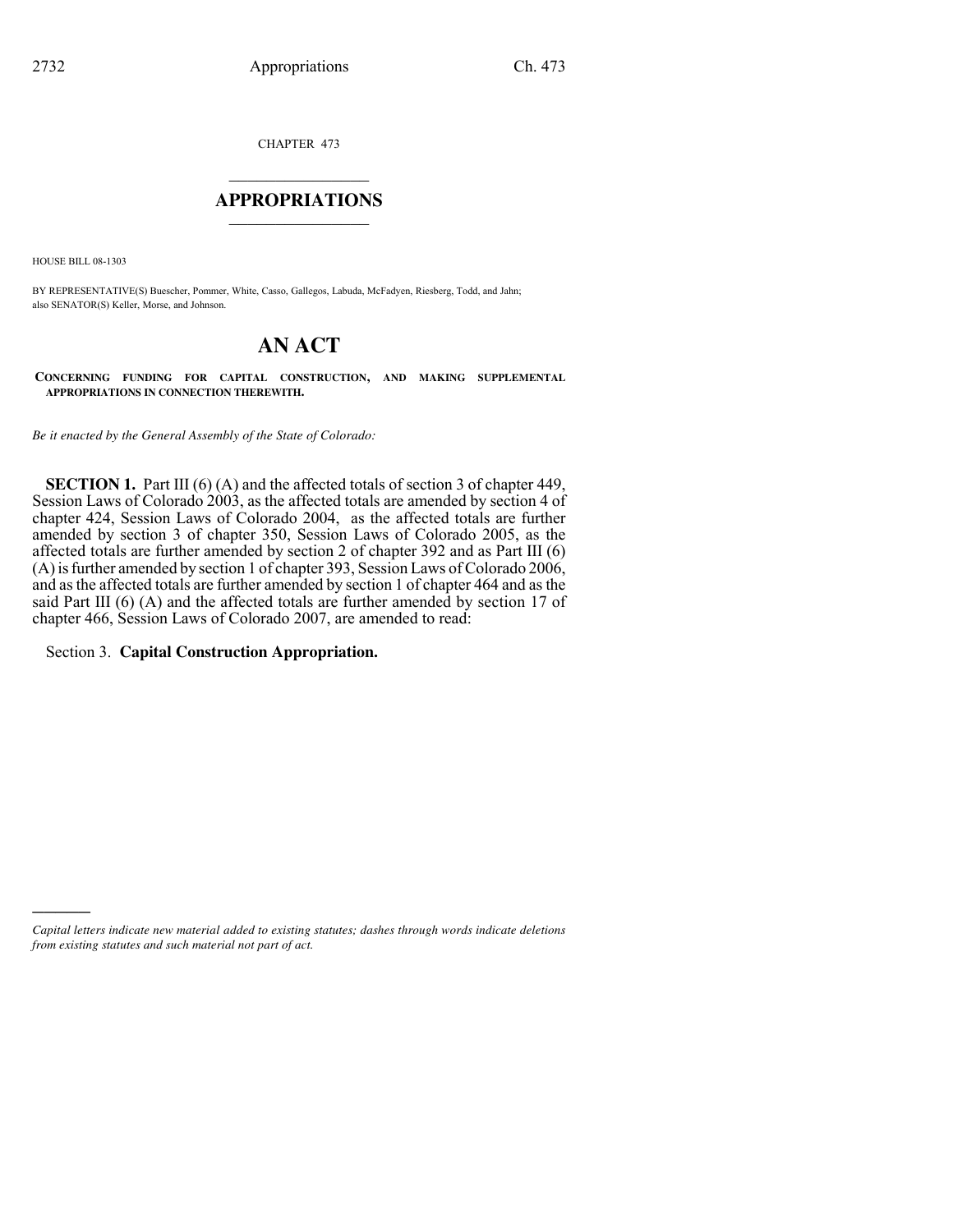CHAPTER 473

## APPROPRIATIONS

HOUSE BILL 08-1303

BY REPRESENTATIVE(S) Buescher, Pommer, White, Casso, Gallegos, Labuda, McFadyen, Riesberg, Todd, and Jahn; also SENATOR(S) Keller, Morse, and Johnson.

# AN ACT

**CONCERNING FUNDING FOR CAPITAL CONSTRUCTION, AND MAKING SUPPLEMENTAL APPROPRIATIONS IN CONNECTION THEREWITH.**

*Be it enacted by the General Assembly of the State of Colorado:*

**SECTION 1.** Part III (6) (A) and the affected totals of section 3 of chapter 449, Session Laws of Colorado 2003, as the affected totals are amended by section 4 of chapter 424, Session Laws of Colorado 2004, as the affected totals are further amended by section 3 of chapter 350, Session Laws of Colorado 2005, as the affected totals are further amended by section 2 of chapter 392 and as Part III (6) (A) is further amended by section 1 of chapter 393, Session Laws of Colorado 2006, and as the affected totals are further amended by section 1 of chapter 464 and as the said Part III (6) (A) and the affected totals are further amended by section 17 of chapter 466, Session Laws of Colorado 2007, are amended to read:

Section 3. **Capital Construction Appropriation.**

*Capital letters indicate new material added to existing statutes; dashes through words indicate deletions from existing statutes and such material not part of act.*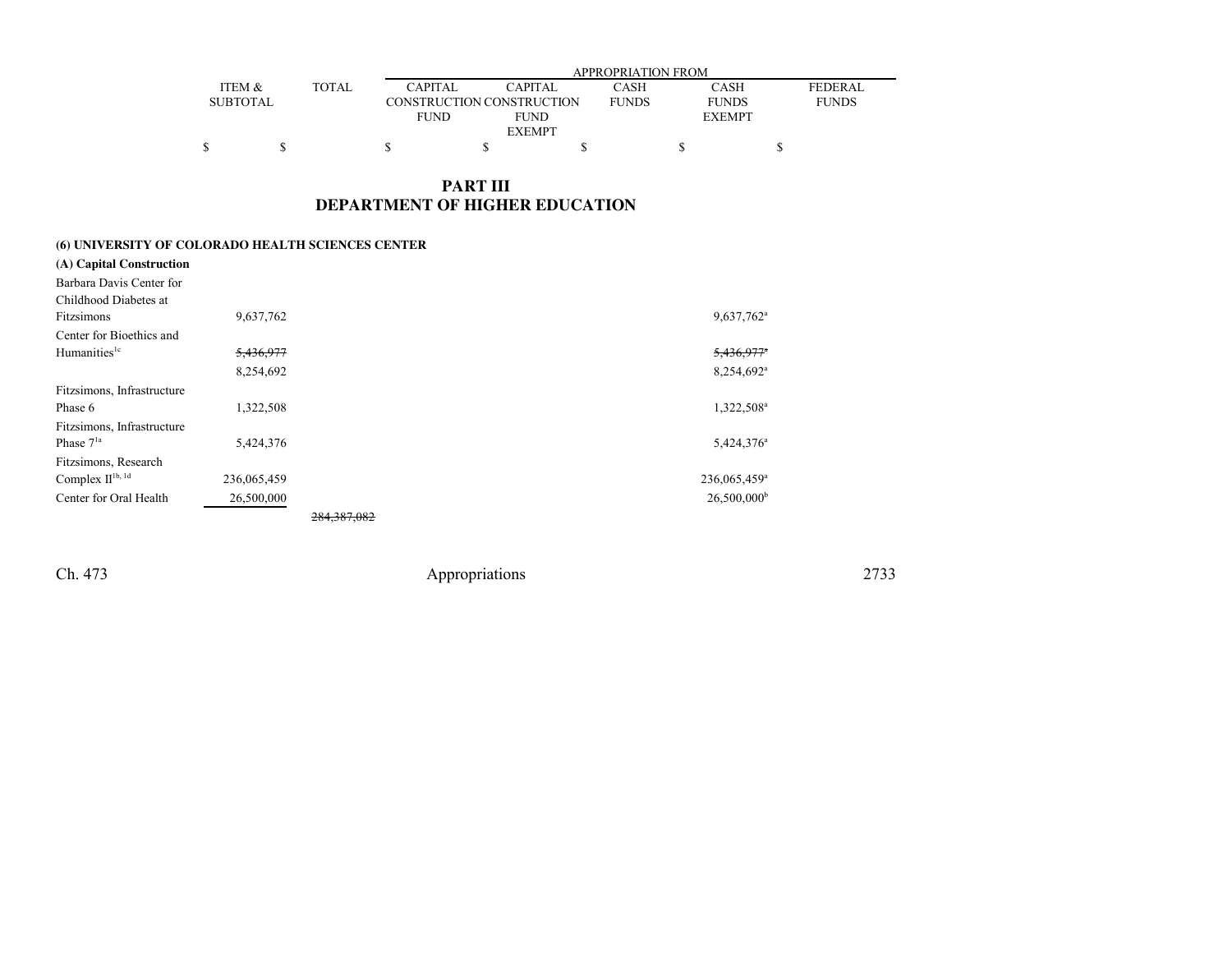| ITEM & SUBTOTAL | TOTAL | APPROPRIATION FROM CAPITAL CONSTRUCTION FUND | CAPITAL CONSTRUCTION FUND EXEMPT | CASH FUNDS | CASH FUNDS EXEMPT | FEDERAL FUNDS |
|---|---|---|---|---|---|---|
| $ | $ | $ | $ | $ | $ | $ |

## PART III
## DEPARTMENT OF HIGHER EDUCATION

**(6) UNIVERSITY OF COLORADO HEALTH SCIENCES CENTER**

**(A) Capital Construction**

| | ITEM & SUBTOTAL | TOTAL | CAPITAL CONSTRUCTION FUND | CAPITAL CONSTRUCTION FUND EXEMPT | CASH FUNDS | CASH FUNDS EXEMPT | FEDERAL FUNDS |
|---|---|---|---|---|---|---|---|
| Barbara Davis Center for Childhood Diabetes at Fitzsimons | 9,637,762 | | | | | 9,637,762[a] | |
| Center for Bioethics and Humanities[1c] | ~~5,436,977~~ | | | | | ~~5,436,977[a]~~ | |
| | 8,254,692 | | | | | 8,254,692[a] | |
| Fitzsimons, Infrastructure Phase 6 | 1,322,508 | | | | | 1,322,508[a] | |
| Fitzsimons, Infrastructure Phase 7[1a] | 5,424,376 | | | | | 5,424,376[a] | |
| Fitzsimons, Research Complex II[1b, 1d] | 236,065,459 | | | | | 236,065,459[a] | |
| Center for Oral Health | 26,500,000 | | | | | 26,500,000[b] | |
| | | ~~284,387,082~~ | | | | | |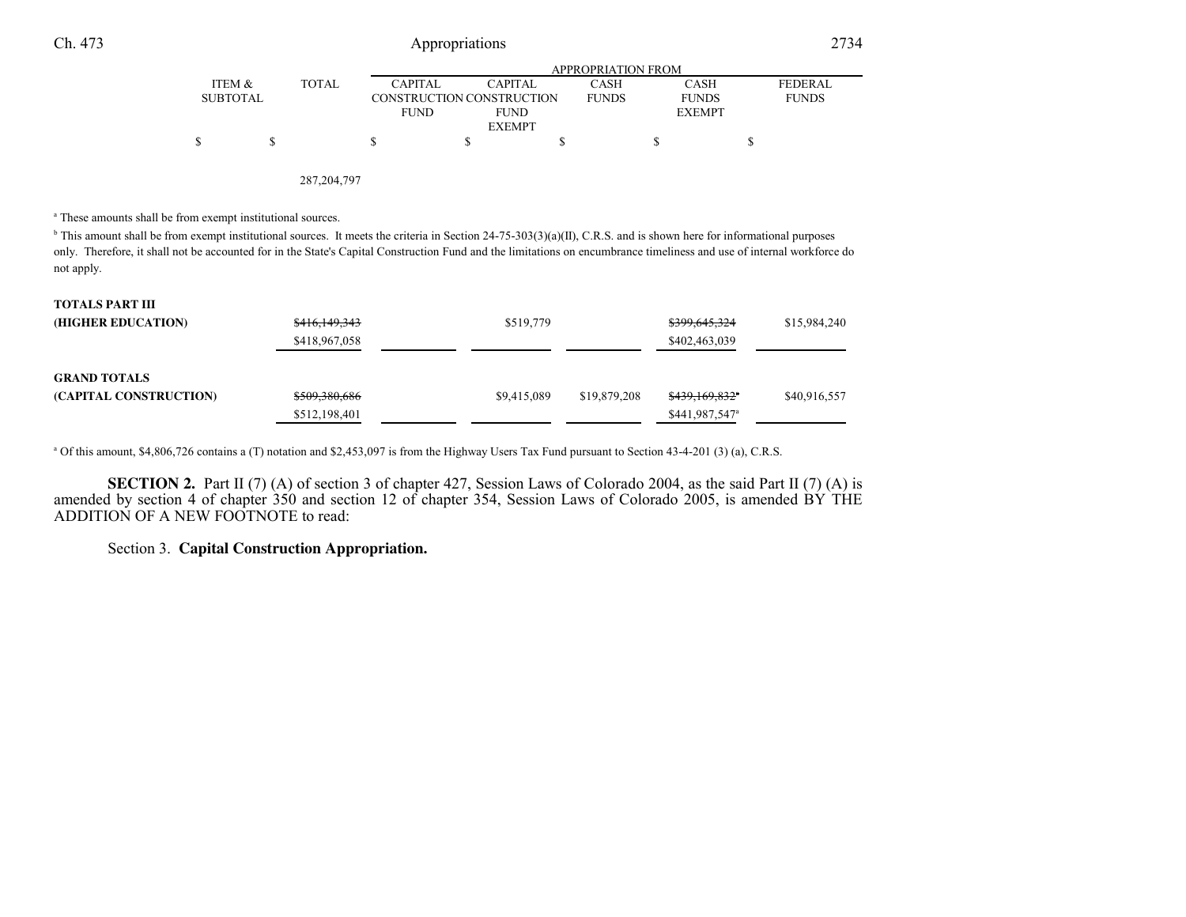| | ITEM & SUBTOTAL | TOTAL | APPROPRIATION FROM CAPITAL CONSTRUCTION FUND | CAPITAL CONSTRUCTION FUND EXEMPT | CASH FUNDS | CASH FUNDS EXEMPT | FEDERAL FUNDS |
|---|---|---|---|---|---|---|---|
| | $ | $ | $ | $ | $ | $ | $ |
| | | 287,204,797 | | | | | |

[a] These amounts shall be from exempt institutional sources.

[b] This amount shall be from exempt institutional sources. It meets the criteria in Section 24-75-303(3)(a)(II), C.R.S. and is shown here for informational purposes only. Therefore, it shall not be accounted for in the State's Capital Construction Fund and the limitations on encumbrance timeliness and use of internal workforce do not apply.

| | TOTAL | CAPITAL CONSTRUCTION FUND | CAPITAL CONSTRUCTION FUND EXEMPT | CASH FUNDS | CASH FUNDS EXEMPT | FEDERAL FUNDS |
|---|---|---|---|---|---|---|
| **TOTALS PART III (HIGHER EDUCATION)** | ~~$416,149,343~~ $418,967,058 | | $519,779 | | ~~$399,645,324~~ $402,463,039 | $15,984,240 |
| **GRAND TOTALS (CAPITAL CONSTRUCTION)** | ~~$509,380,686~~ $512,198,401 | | $9,415,089 | $19,879,208 | ~~$439,169,832~~[a] $441,987,547[a] | $40,916,557 |

[a] Of this amount, $4,806,726 contains a (T) notation and $2,453,097 is from the Highway Users Tax Fund pursuant to Section 43-4-201 (3) (a), C.R.S.

**SECTION 2.** Part II (7) (A) of section 3 of chapter 427, Session Laws of Colorado 2004, as the said Part II (7) (A) is amended by section 4 of chapter 350 and section 12 of chapter 354, Session Laws of Colorado 2005, is amended BY THE ADDITION OF A NEW FOOTNOTE to read:

Section 3. **Capital Construction Appropriation.**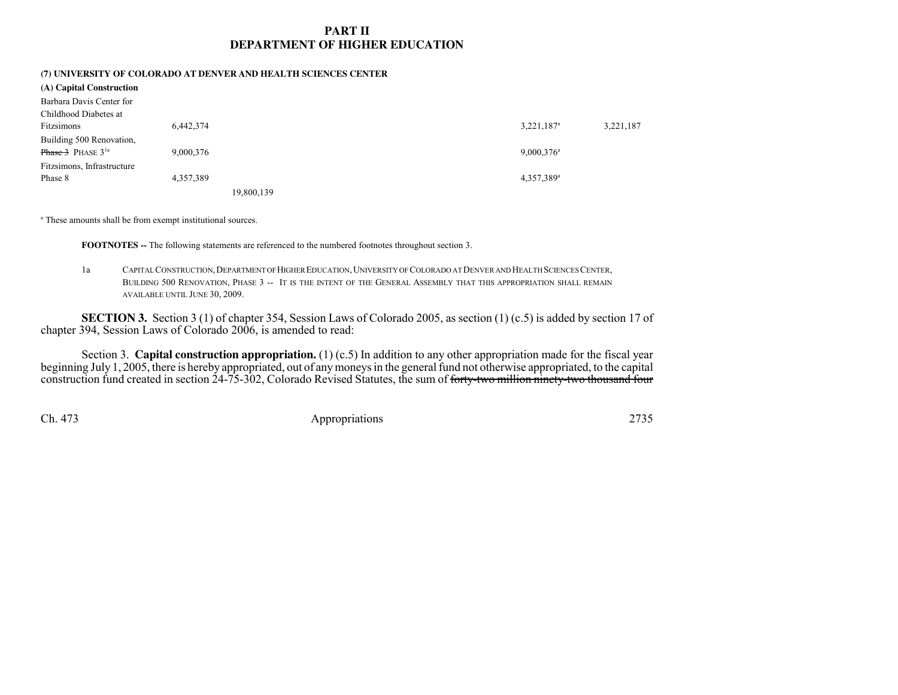## PART II
## DEPARTMENT OF HIGHER EDUCATION

**(7) UNIVERSITY OF COLORADO AT DENVER AND HEALTH SCIENCES CENTER**

**(A) Capital Construction**

| Item | Total | | Capital Construction Fund | Cash Funds | Cash Funds Exempt | Federal Funds |
|---|---|---|---|---|---|---|
| Barbara Davis Center for Childhood Diabetes at Fitzsimons | 6,442,374 | | | | 3,221,187[a] | 3,221,187 |
| Building 500 Renovation, ~~Phase 3~~ PHASE 3[1a] | 9,000,376 | | | | 9,000,376[a] | |
| Fitzsimons, Infrastructure Phase 8 | 4,357,389 | | | | 4,357,389[a] | |
| | | 19,800,139 | | | | |

[a] These amounts shall be from exempt institutional sources.

**FOOTNOTES --** The following statements are referenced to the numbered footnotes throughout section 3.

1a CAPITAL CONSTRUCTION, DEPARTMENT OF HIGHER EDUCATION, UNIVERSITY OF COLORADO AT DENVER AND HEALTH SCIENCES CENTER, BUILDING 500 RENOVATION, PHASE 3 -- IT IS THE INTENT OF THE GENERAL ASSEMBLY THAT THIS APPROPRIATION SHALL REMAIN AVAILABLE UNTIL JUNE 30, 2009.

**SECTION 3.** Section 3 (1) of chapter 354, Session Laws of Colorado 2005, as section (1) (c.5) is added by section 17 of chapter 394, Session Laws of Colorado 2006, is amended to read:

Section 3. **Capital construction appropriation.** (1) (c.5) In addition to any other appropriation made for the fiscal year beginning July 1, 2005, there is hereby appropriated, out of any moneys in the general fund not otherwise appropriated, to the capital construction fund created in section 24-75-302, Colorado Revised Statutes, the sum of ~~forty-two million ninety-two thousand four~~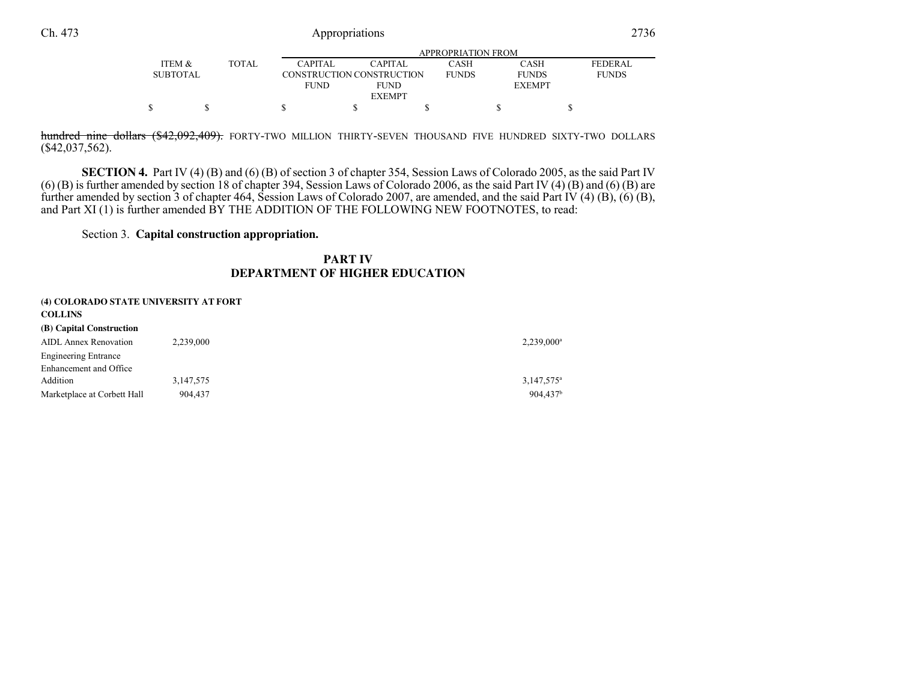| | ITEM & SUBTOTAL | TOTAL | APPROPRIATION FROM CAPITAL CONSTRUCTION FUND | CAPITAL CONSTRUCTION FUND EXEMPT | CASH FUNDS | CASH FUNDS EXEMPT | FEDERAL FUNDS |
|---|---|---|---|---|---|---|---|
| | $ | $ | $ | $ | $ | $ | $ |

~~hundred nine dollars ($42,092,409).~~ FORTY-TWO MILLION THIRTY-SEVEN THOUSAND FIVE HUNDRED SIXTY-TWO DOLLARS ($42,037,562).

**SECTION 4.** Part IV (4) (B) and (6) (B) of section 3 of chapter 354, Session Laws of Colorado 2005, as the said Part IV (6) (B) is further amended by section 18 of chapter 394, Session Laws of Colorado 2006, as the said Part IV (4) (B) and (6) (B) are further amended by section 3 of chapter 464, Session Laws of Colorado 2007, are amended, and the said Part IV (4) (B), (6) (B), and Part XI (1) is further amended BY THE ADDITION OF THE FOLLOWING NEW FOOTNOTES, to read:

Section 3. **Capital construction appropriation.**

## PART IV
## DEPARTMENT OF HIGHER EDUCATION

**(4) COLORADO STATE UNIVERSITY AT FORT COLLINS**

**(B) Capital Construction**

| | ITEM & SUBTOTAL | TOTAL | CAPITAL CONSTRUCTION FUND | CAPITAL CONSTRUCTION FUND EXEMPT | CASH FUNDS | CASH FUNDS EXEMPT | FEDERAL FUNDS |
|---|---|---|---|---|---|---|---|
| AIDL Annex Renovation | 2,239,000 | | | | | 2,239,000[a] | |
| Engineering Entrance Enhancement and Office Addition | 3,147,575 | | | | | 3,147,575[a] | |
| Marketplace at Corbett Hall | 904,437 | | | | | 904,437[b] | |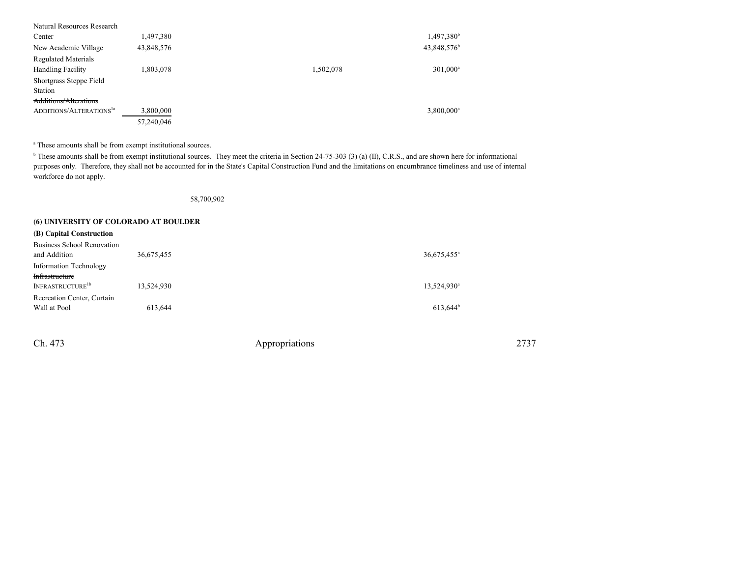| | Total | | | Cash Funds | Cash Funds Exempt | |
|---|---|---|---|---|---|---|
| Natural Resources Research Center | 1,497,380 | | | | 1,497,380[b] | |
| New Academic Village | 43,848,576 | | | | 43,848,576[b] | |
| Regulated Materials Handling Facility | 1,803,078 | | | 1,502,078 | 301,000[a] | |
| Shortgrass Steppe Field Station ~~Additions/Alterations~~ ADDITIONS/ALTERATIONS[1a] | 3,800,000 | | | | 3,800,000[a] | |
| | 57,240,046 | | | | | |

[a] These amounts shall be from exempt institutional sources.

[b] These amounts shall be from exempt institutional sources. They meet the criteria in Section 24-75-303 (3) (a) (II), C.R.S., and are shown here for informational purposes only. Therefore, they shall not be accounted for in the State's Capital Construction Fund and the limitations on encumbrance timeliness and use of internal workforce do not apply.

58,700,902

**(6) UNIVERSITY OF COLORADO AT BOULDER**

**(B) Capital Construction**

| | Total | | | | Cash Funds Exempt | |
|---|---|---|---|---|---|---|
| Business School Renovation and Addition | 36,675,455 | | | | 36,675,455[a] | |
| Information Technology ~~Infrastructure~~ INFRASTRUCTURE[1b] | 13,524,930 | | | | 13,524,930[a] | |
| Recreation Center, Curtain Wall at Pool | 613,644 | | | | 613,644[b] | |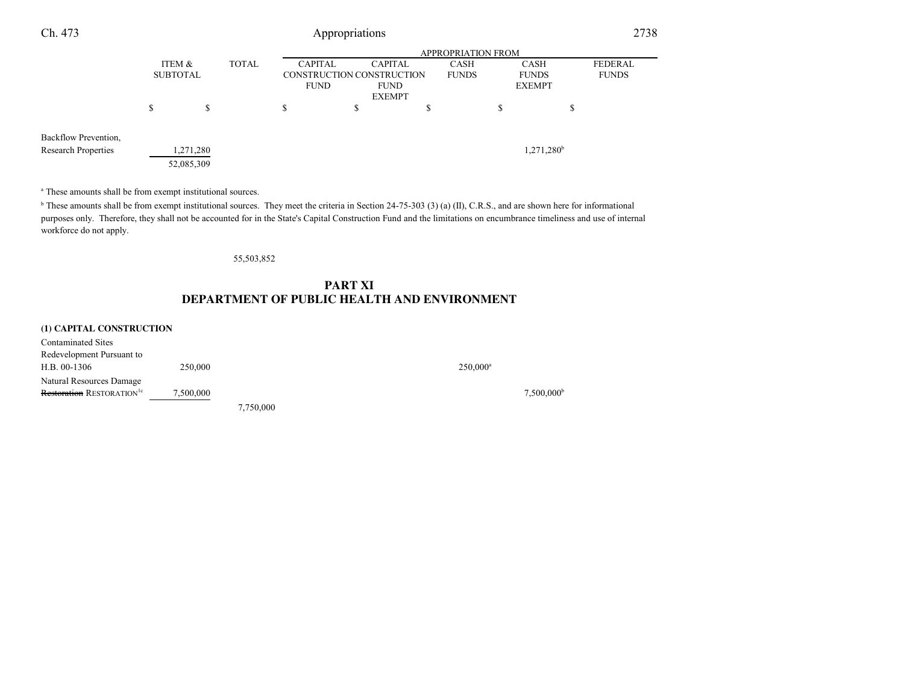| | ITEM & SUBTOTAL | TOTAL | APPROPRIATION FROM CAPITAL CONSTRUCTION FUND | CAPITAL CONSTRUCTION FUND EXEMPT | CASH FUNDS | CASH FUNDS EXEMPT | FEDERAL FUNDS |
|---|---|---|---|---|---|---|---|
| | $ | $ | $ | $ | $ | $ | $ |
| Backflow Prevention, Research Properties | 1,271,280 | | | | | 1,271,280[b] | |
| | 52,085,309 | | | | | | |

[a] These amounts shall be from exempt institutional sources.

[b] These amounts shall be from exempt institutional sources. They meet the criteria in Section 24-75-303 (3) (a) (II), C.R.S., and are shown here for informational purposes only. Therefore, they shall not be accounted for in the State's Capital Construction Fund and the limitations on encumbrance timeliness and use of internal workforce do not apply.

55,503,852

## PART XI
## DEPARTMENT OF PUBLIC HEALTH AND ENVIRONMENT

**(1) CAPITAL CONSTRUCTION**

| | ITEM & SUBTOTAL | TOTAL | CAPITAL CONSTRUCTION FUND | CAPITAL CONSTRUCTION FUND EXEMPT | CASH FUNDS | CASH FUNDS EXEMPT | FEDERAL FUNDS |
|---|---|---|---|---|---|---|---|
| Contaminated Sites Redevelopment Pursuant to H.B. 00-1306 | 250,000 | | | | 250,000[a] | | |
| Natural Resources Damage ~~Restoration~~ RESTORATION[1c] | 7,500,000 | | | | | 7,500,000[b] | |
| | | 7,750,000 | | | | | |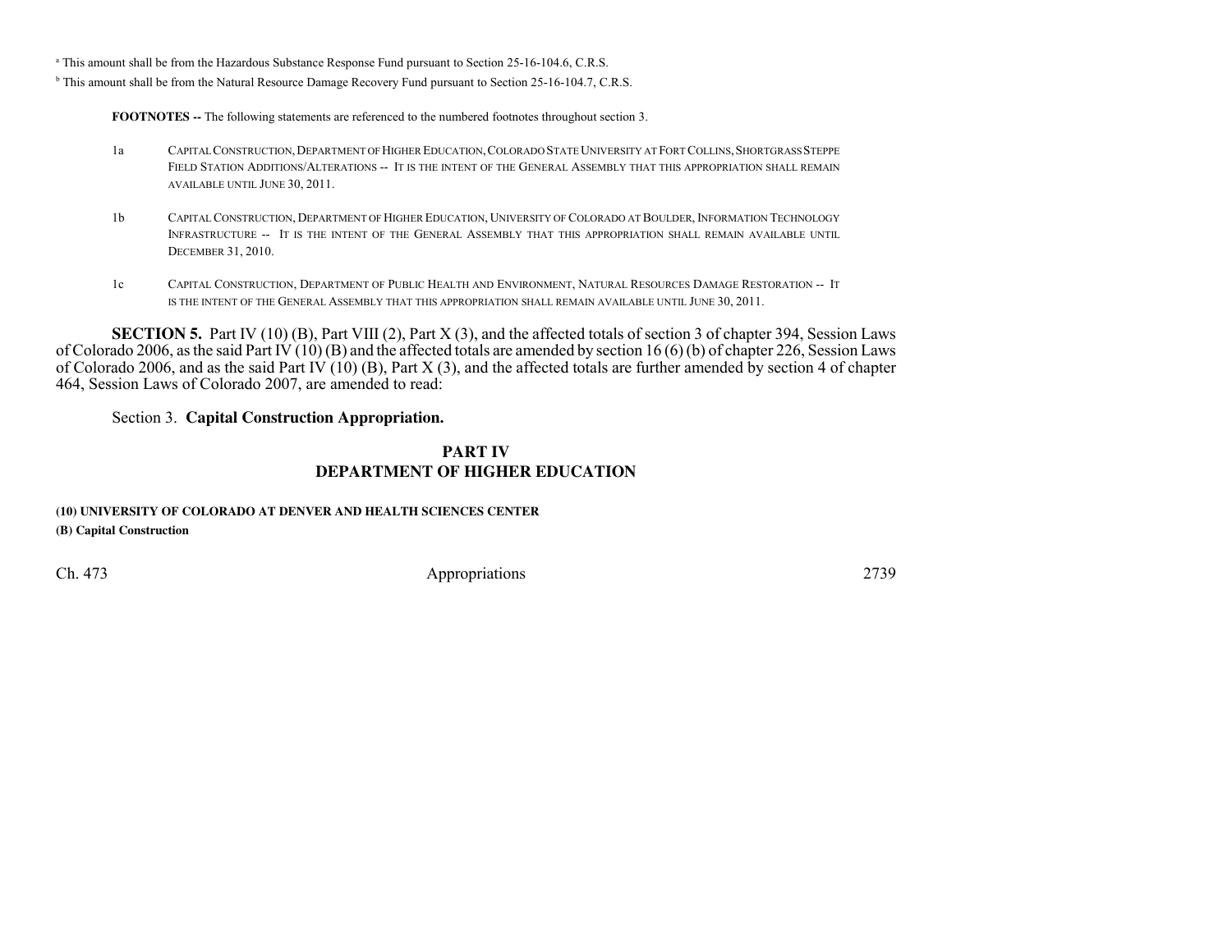[a] This amount shall be from the Hazardous Substance Response Fund pursuant to Section 25-16-104.6, C.R.S.

[b] This amount shall be from the Natural Resource Damage Recovery Fund pursuant to Section 25-16-104.7, C.R.S.

**FOOTNOTES --** The following statements are referenced to the numbered footnotes throughout section 3.

1a CAPITAL CONSTRUCTION, DEPARTMENT OF HIGHER EDUCATION, COLORADO STATE UNIVERSITY AT FORT COLLINS, SHORTGRASS STEPPE FIELD STATION ADDITIONS/ALTERATIONS -- IT IS THE INTENT OF THE GENERAL ASSEMBLY THAT THIS APPROPRIATION SHALL REMAIN AVAILABLE UNTIL JUNE 30, 2011.

1b CAPITAL CONSTRUCTION, DEPARTMENT OF HIGHER EDUCATION, UNIVERSITY OF COLORADO AT BOULDER, INFORMATION TECHNOLOGY INFRASTRUCTURE -- IT IS THE INTENT OF THE GENERAL ASSEMBLY THAT THIS APPROPRIATION SHALL REMAIN AVAILABLE UNTIL DECEMBER 31, 2010.

1c CAPITAL CONSTRUCTION, DEPARTMENT OF PUBLIC HEALTH AND ENVIRONMENT, NATURAL RESOURCES DAMAGE RESTORATION -- IT IS THE INTENT OF THE GENERAL ASSEMBLY THAT THIS APPROPRIATION SHALL REMAIN AVAILABLE UNTIL JUNE 30, 2011.

**SECTION 5.** Part IV (10) (B), Part VIII (2), Part X (3), and the affected totals of section 3 of chapter 394, Session Laws of Colorado 2006, as the said Part IV (10) (B) and the affected totals are amended by section 16 (6) (b) of chapter 226, Session Laws of Colorado 2006, and as the said Part IV (10) (B), Part X (3), and the affected totals are further amended by section 4 of chapter 464, Session Laws of Colorado 2007, are amended to read:

Section 3. **Capital Construction Appropriation.**

## PART IV
## DEPARTMENT OF HIGHER EDUCATION

**(10) UNIVERSITY OF COLORADO AT DENVER AND HEALTH SCIENCES CENTER**

**(B) Capital Construction**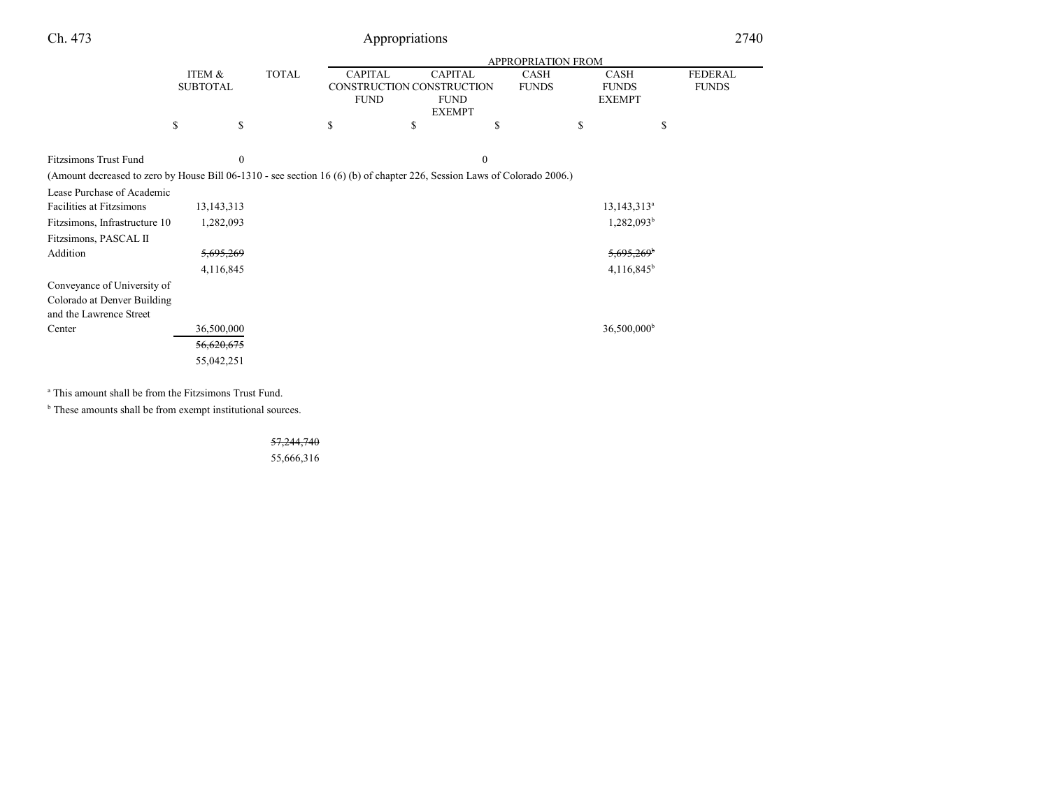| | ITEM & SUBTOTAL | TOTAL | APPROPRIATION FROM CAPITAL CONSTRUCTION FUND | CAPITAL CONSTRUCTION FUND EXEMPT | CASH FUNDS | CASH FUNDS EXEMPT | FEDERAL FUNDS |
|---|---|---|---|---|---|---|---|
| | $ | $ | $ | $ | $ | $ | $ |
| Fitzsimons Trust Fund | 0 | | | 0 | | | |
| (Amount decreased to zero by House Bill 06-1310 - see section 16 (6) (b) of chapter 226, Session Laws of Colorado 2006.) | | | | | | | |
| Lease Purchase of Academic Facilities at Fitzsimons | 13,143,313 | | | | | 13,143,313[a] | |
| Fitzsimons, Infrastructure 10 | 1,282,093 | | | | | 1,282,093[b] | |
| Fitzsimons, PASCAL II Addition | ~~5,695,269~~ | | | | | ~~5,695,269[b]~~ | |
| | 4,116,845 | | | | | 4,116,845[b] | |
| Conveyance of University of Colorado at Denver Building and the Lawrence Street Center | 36,500,000 | | | | | 36,500,000[b] | |
| | ~~56,620,675~~ | | | | | | |
| | 55,042,251 | | | | | | |

[a] This amount shall be from the Fitzsimons Trust Fund.

[b] These amounts shall be from exempt institutional sources.

| | ITEM & SUBTOTAL | TOTAL |
|---|---|---|
| | | ~~57,244,740~~ |
| | | 55,666,316 |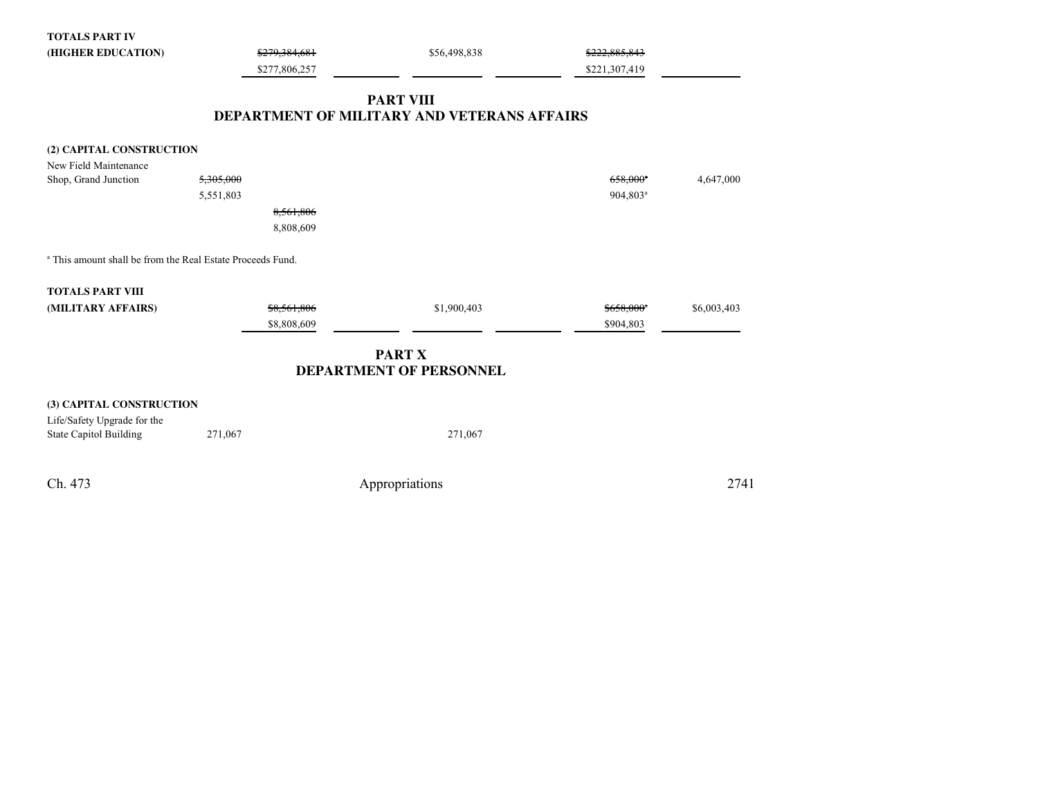| | | | | | | |
|---|---|---|---|---|---|---|
| **TOTALS PART IV** | | | | | | |
| **(HIGHER EDUCATION)** | | ~~$279,384,681~~ $277,806,257 | $56,498,838 | | ~~$222,885,843~~ $221,307,419 | |

## PART VIII
## DEPARTMENT OF MILITARY AND VETERANS AFFAIRS

**(2) CAPITAL CONSTRUCTION**

| | | | | | | |
|---|---|---|---|---|---|---|
| New Field Maintenance Shop, Grand Junction | ~~5,305,000~~ 5,551,803 | | | | ~~658,000~~[a] 904,803[a] | 4,647,000 |
| | | ~~8,561,806~~ 8,808,609 | | | | |

[a] This amount shall be from the Real Estate Proceeds Fund.

| | | | | | | |
|---|---|---|---|---|---|---|
| **TOTALS PART VIII** | | | | | | |
| **(MILITARY AFFAIRS)** | | ~~$8,561,806~~ $8,808,609 | $1,900,403 | | ~~$658,000~~[a] $904,803 | $6,003,403 |

## PART X
## DEPARTMENT OF PERSONNEL

**(3) CAPITAL CONSTRUCTION**

| | | | | | | |
|---|---|---|---|---|---|---|
| Life/Safety Upgrade for the State Capitol Building | 271,067 | | 271,067 | | | |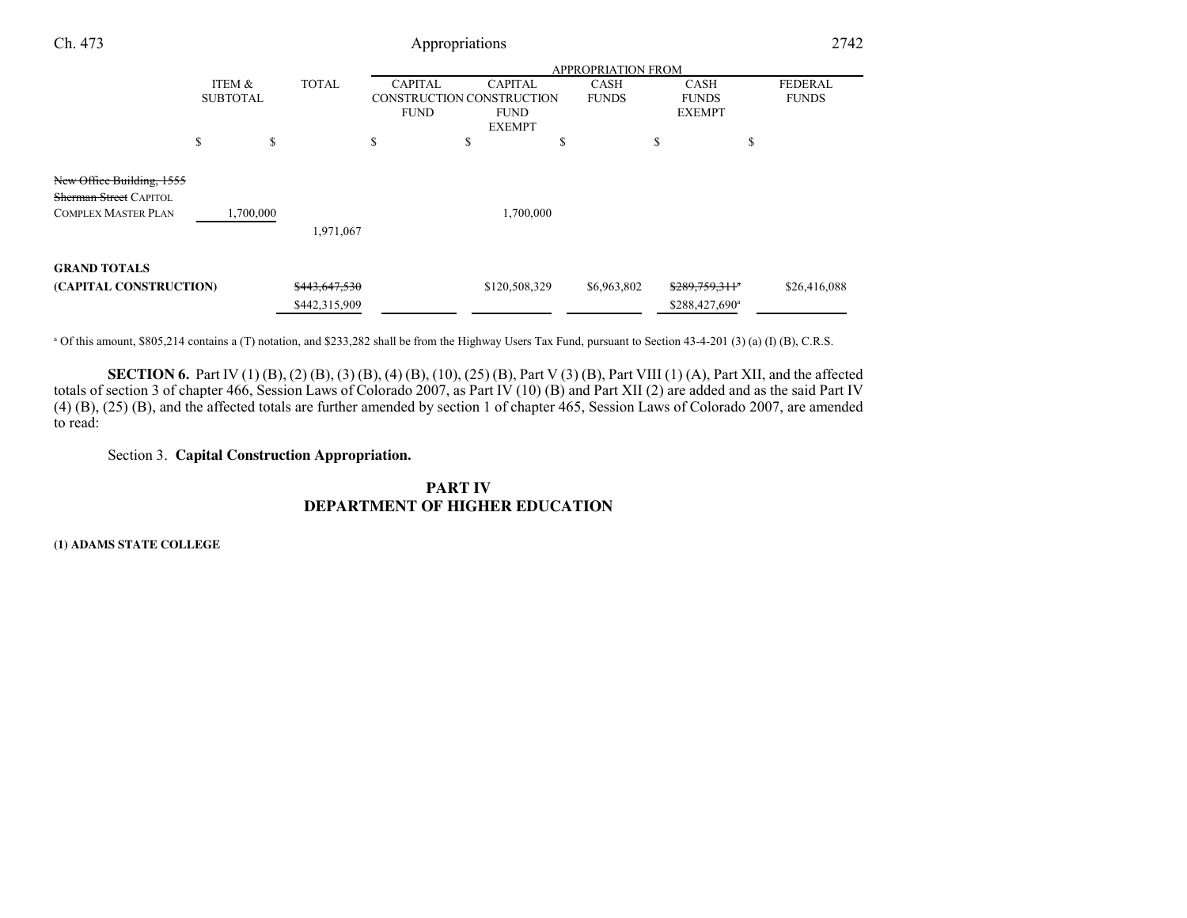| | ITEM & SUBTOTAL | TOTAL | APPROPRIATION FROM CAPITAL CONSTRUCTION FUND | CAPITAL CONSTRUCTION FUND EXEMPT | CASH FUNDS | CASH FUNDS EXEMPT | FEDERAL FUNDS |
|---|---|---|---|---|---|---|---|
| | $ | $ | $ | $ | $ | $ | $ |
| ~~New Office Building, 1555 Sherman Street~~ CAPITOL COMPLEX MASTER PLAN | 1,700,000 | | | 1,700,000 | | | |
| | | 1,971,067 | | | | | |
| **GRAND TOTALS** | | | | | | | |
| **(CAPITAL CONSTRUCTION)** | | ~~$443,647,530~~ $442,315,909 | | $120,508,329 | $6,963,802 | ~~$289,759,311~~[a] $288,427,690[a] | $26,416,088 |

[a] Of this amount, $805,214 contains a (T) notation, and $233,282 shall be from the Highway Users Tax Fund, pursuant to Section 43-4-201 (3) (a) (I) (B), C.R.S.

**SECTION 6.** Part IV (1) (B), (2) (B), (3) (B), (4) (B), (10), (25) (B), Part V (3) (B), Part VIII (1) (A), Part XII, and the affected totals of section 3 of chapter 466, Session Laws of Colorado 2007, as Part IV (10) (B) and Part XII (2) are added and as the said Part IV (4) (B), (25) (B), and the affected totals are further amended by section 1 of chapter 465, Session Laws of Colorado 2007, are amended to read:

Section 3. **Capital Construction Appropriation.**

## PART IV
## DEPARTMENT OF HIGHER EDUCATION

**(1) ADAMS STATE COLLEGE**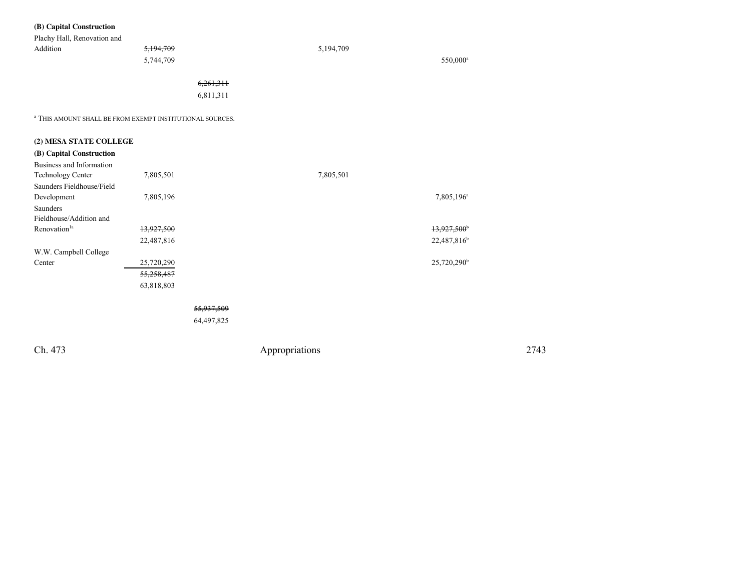**(B) Capital Construction**

| | | | | | |
|---|---|---|---|---|---|
| Plachy Hall, Renovation and Addition | ~~5,194,709~~ | | 5,194,709 | | |
| | 5,744,709 | | | 550,000[a] | |
| | | ~~6,261,311~~ | | | |
| | | 6,811,311 | | | |

[a] THIS AMOUNT SHALL BE FROM EXEMPT INSTITUTIONAL SOURCES.

**(2) MESA STATE COLLEGE**

**(B) Capital Construction**

| | | | | | |
|---|---|---|---|---|---|
| Business and Information Technology Center | 7,805,501 | | 7,805,501 | | |
| Saunders Fieldhouse/Field Development | 7,805,196 | | | 7,805,196[a] | |
| Saunders Fieldhouse/Addition and Renovation[1a] | ~~13,927,500~~ | | | ~~13,927,500~~[b] | |
| | 22,487,816 | | | 22,487,816[b] | |
| W.W. Campbell College Center | 25,720,290 | | | 25,720,290[b] | |
| | ~~55,258,487~~ | | | | |
| | 63,818,803 | | | | |
| | | ~~55,937,509~~ | | | |
| | | 64,497,825 | | | |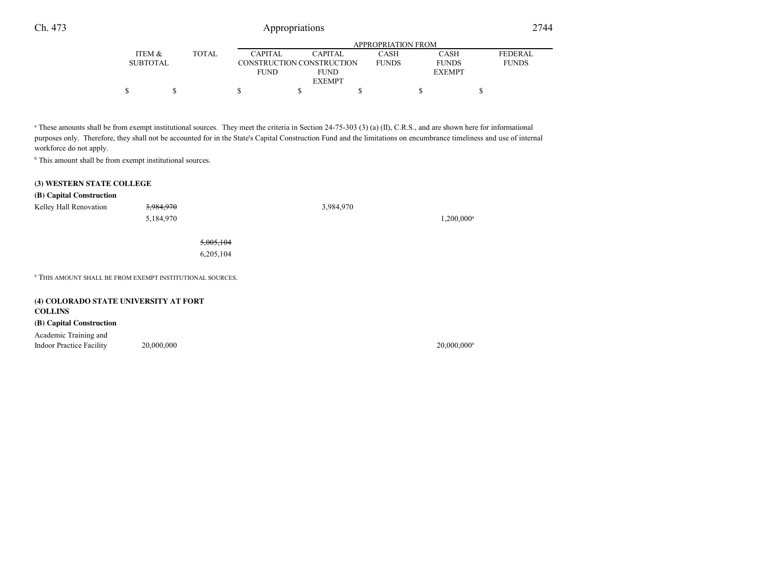| | ITEM & SUBTOTAL | TOTAL | APPROPRIATION FROM CAPITAL CONSTRUCTION FUND | CAPITAL CONSTRUCTION FUND EXEMPT | CASH FUNDS | CASH FUNDS EXEMPT | FEDERAL FUNDS |
|---|---|---|---|---|---|---|---|
| | $ | $ | $ | $ | $ | $ | $ |

[a] These amounts shall be from exempt institutional sources. They meet the criteria in Section 24-75-303 (3) (a) (II), C.R.S., and are shown here for informational purposes only. Therefore, they shall not be accounted for in the State's Capital Construction Fund and the limitations on encumbrance timeliness and use of internal workforce do not apply.

[b] This amount shall be from exempt institutional sources.

**(3) WESTERN STATE COLLEGE**

**(B) Capital Construction**

| | ITEM & SUBTOTAL | TOTAL | CAPITAL CONSTRUCTION FUND | CAPITAL CONSTRUCTION FUND EXEMPT | CASH FUNDS | CASH FUNDS EXEMPT | FEDERAL FUNDS |
|---|---|---|---|---|---|---|---|
| Kelley Hall Renovation | ~~3,984,970~~ 5,184,970 | | | 3,984,970 | | 1,200,000[a] | |
| | | ~~5,005,104~~ 6,205,104 | | | | | |

[a] THIS AMOUNT SHALL BE FROM EXEMPT INSTITUTIONAL SOURCES.

**(4) COLORADO STATE UNIVERSITY AT FORT COLLINS**

**(B) Capital Construction**

| | ITEM & SUBTOTAL | TOTAL | CAPITAL CONSTRUCTION FUND | CAPITAL CONSTRUCTION FUND EXEMPT | CASH FUNDS | CASH FUNDS EXEMPT | FEDERAL FUNDS |
|---|---|---|---|---|---|---|---|
| Academic Training and Indoor Practice Facility | 20,000,000 | | | | | 20,000,000[a] | |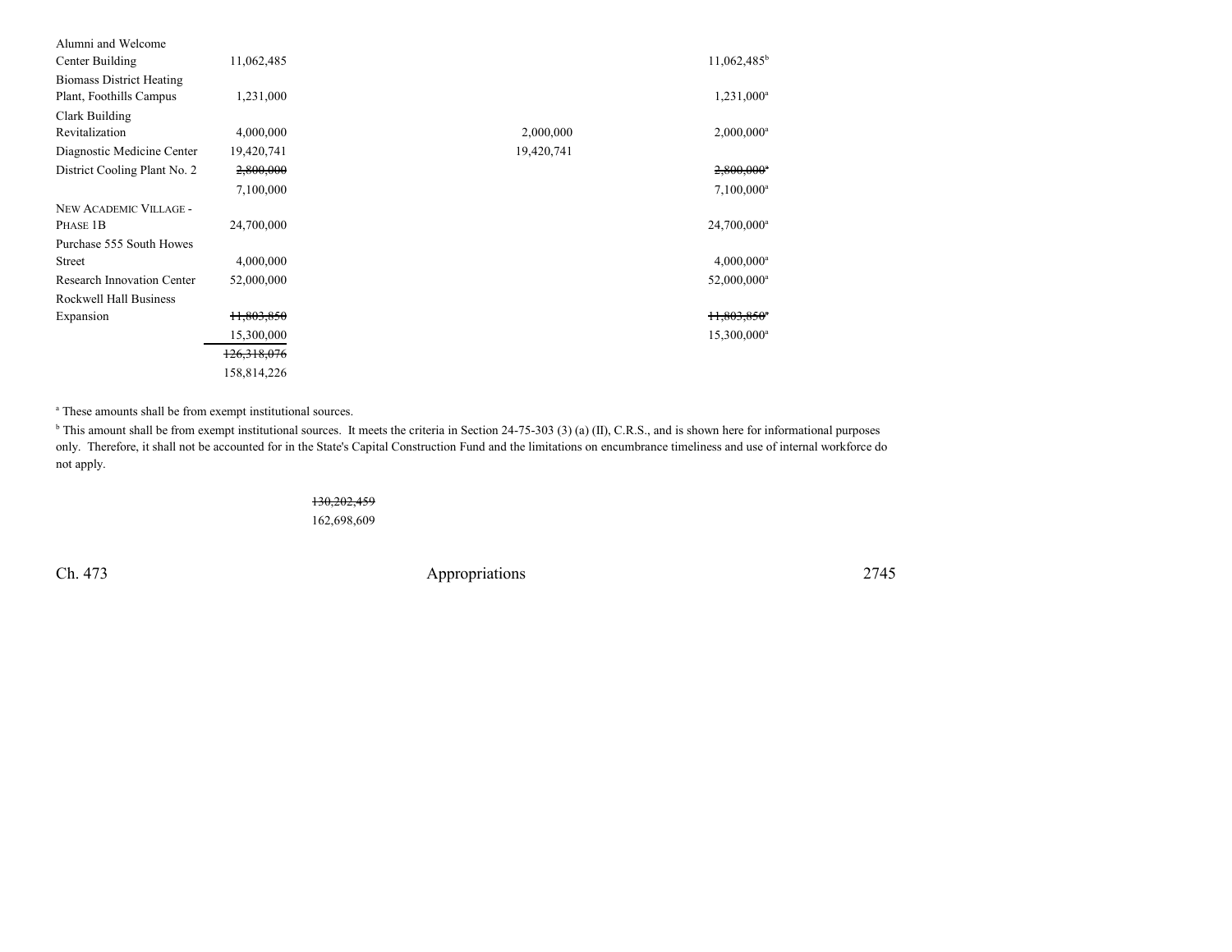| | | | | |
|---|---|---|---|---|
| Alumni and Welcome Center Building | 11,062,485 | | | 11,062,485[b] |
| Biomass District Heating Plant, Foothills Campus | 1,231,000 | | | 1,231,000[a] |
| Clark Building Revitalization | 4,000,000 | | 2,000,000 | 2,000,000[a] |
| Diagnostic Medicine Center | 19,420,741 | | 19,420,741 | |
| District Cooling Plant No. 2 | ~~2,800,000~~ | | | ~~2,800,000~~[a] |
| | 7,100,000 | | | 7,100,000[a] |
| NEW ACADEMIC VILLAGE - PHASE 1B | 24,700,000 | | | 24,700,000[a] |
| Purchase 555 South Howes Street | 4,000,000 | | | 4,000,000[a] |
| Research Innovation Center | 52,000,000 | | | 52,000,000[a] |
| Rockwell Hall Business Expansion | ~~11,803,850~~ | | | ~~11,803,850~~[a] |
| | 15,300,000 | | | 15,300,000[a] |
| | ~~126,318,076~~ | | | |
| | 158,814,226 | | | |

[a] These amounts shall be from exempt institutional sources.

[b] This amount shall be from exempt institutional sources. It meets the criteria in Section 24-75-303 (3) (a) (II), C.R.S., and is shown here for informational purposes only. Therefore, it shall not be accounted for in the State's Capital Construction Fund and the limitations on encumbrance timeliness and use of internal workforce do not apply.

~~130,202,459~~
162,698,609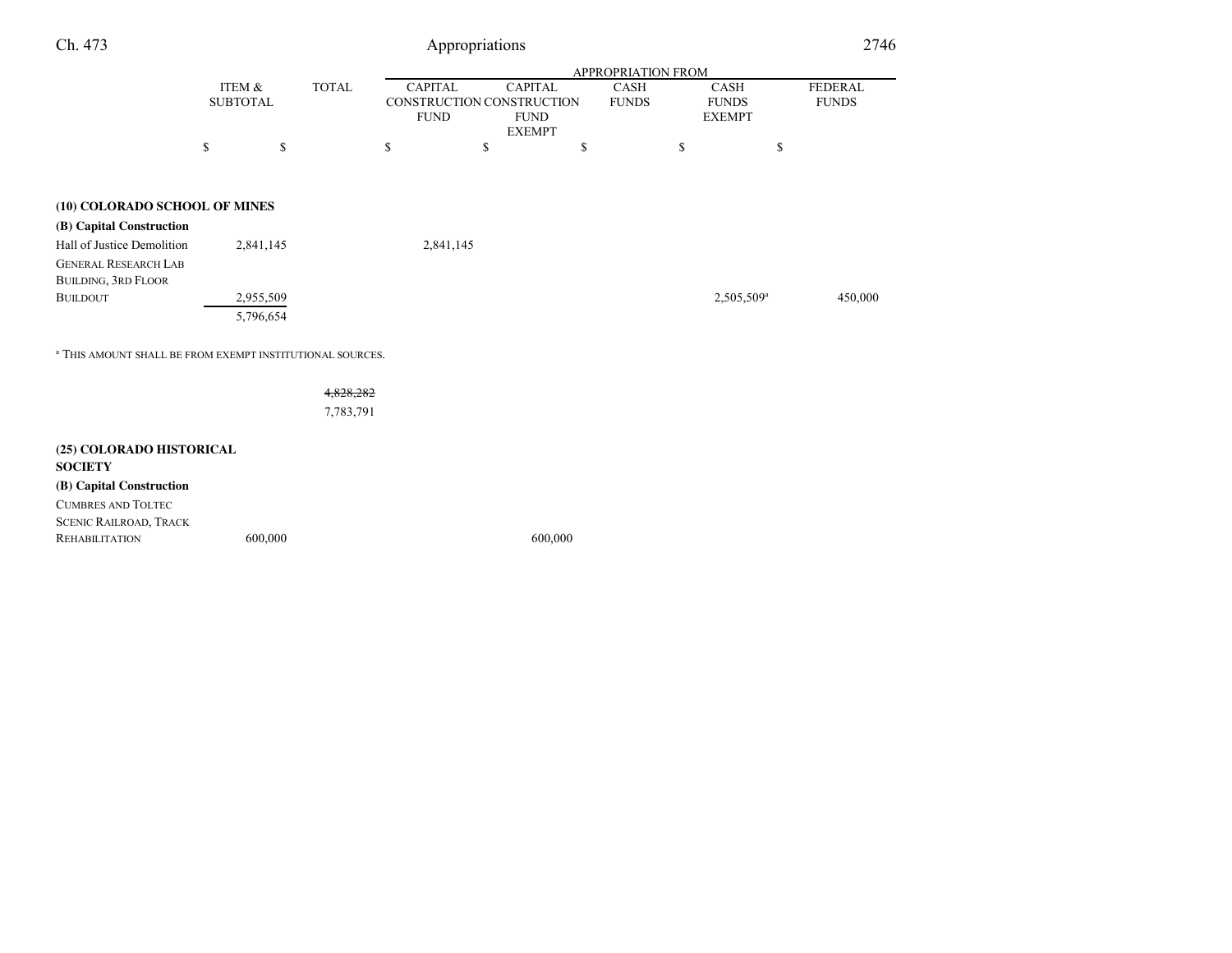| | ITEM & SUBTOTAL | TOTAL | APPROPRIATION FROM CAPITAL CONSTRUCTION FUND | CAPITAL CONSTRUCTION FUND EXEMPT | CASH FUNDS | CASH FUNDS EXEMPT | FEDERAL FUNDS |
|---|---|---|---|---|---|---|---|
| | $ | $ | $ | $ | $ | $ | $ |
| **(10) COLORADO SCHOOL OF MINES** | | | | | | | |
| **(B) Capital Construction** | | | | | | | |
| Hall of Justice Demolition | 2,841,145 | | 2,841,145 | | | | |
| GENERAL RESEARCH LAB BUILDING, 3RD FLOOR BUILDOUT | 2,955,509 | | | | | 2,505,509[a] | 450,000 |
| | 5,796,654 | | | | | | |

[a] THIS AMOUNT SHALL BE FROM EXEMPT INSTITUTIONAL SOURCES.

| | ITEM & SUBTOTAL | TOTAL | CAPITAL CONSTRUCTION FUND | CAPITAL CONSTRUCTION FUND EXEMPT | CASH FUNDS | CASH FUNDS EXEMPT | FEDERAL FUNDS |
|---|---|---|---|---|---|---|---|
| | | ~~4,828,282~~ 7,783,791 | | | | | |
| **(25) COLORADO HISTORICAL SOCIETY** | | | | | | | |
| **(B) Capital Construction** | | | | | | | |
| CUMBRES AND TOLTEC SCENIC RAILROAD, TRACK REHABILITATION | 600,000 | | | 600,000 | | | |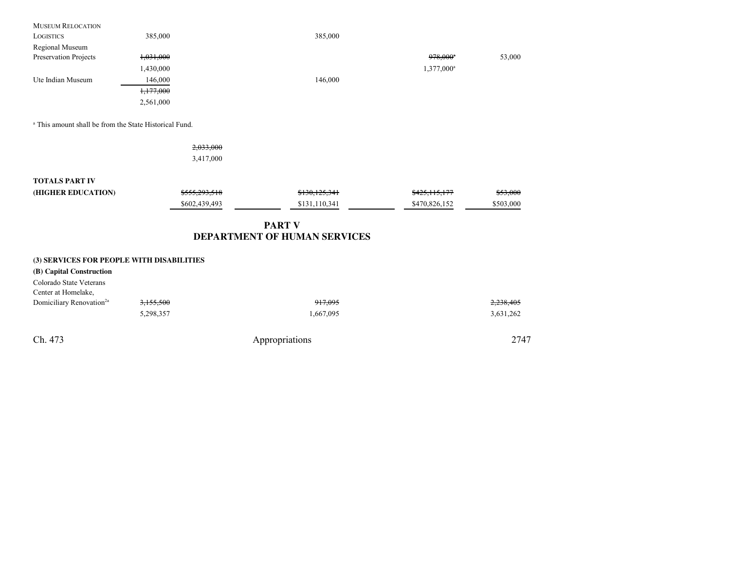| | | | | | |
|---|---|---|---|---|---|
| MUSEUM RELOCATION LOGISTICS | 385,000 | | 385,000 | | |
| Regional Museum Preservation Projects | ~~1,031,000~~ 1,430,000 | | | ~~978,000~~[a] 1,377,000[a] | 53,000 |
| Ute Indian Museum | 146,000 | | 146,000 | | |
| | ~~1,177,000~~ 2,561,000 | | | | |

[a] This amount shall be from the State Historical Fund.

| | | | | |
|---|---|---|---|---|
| | ~~2,033,000~~ 3,417,000 | | | |
| **TOTALS PART IV (HIGHER EDUCATION)** | ~~$555,293,518~~ $602,439,493 | ~~$130,125,341~~ $131,110,341 | ~~$425,115,177~~ $470,826,152 | ~~$53,000~~ $503,000 |

## PART V
## DEPARTMENT OF HUMAN SERVICES

**(3) SERVICES FOR PEOPLE WITH DISABILITIES**

**(B) Capital Construction**

| | | | |
|---|---|---|---|
| Colorado State Veterans Center at Homelake, Domiciliary Renovation[2a] | ~~3,155,500~~ 5,298,357 | ~~917,095~~ 1,667,095 | ~~2,238,405~~ 3,631,262 |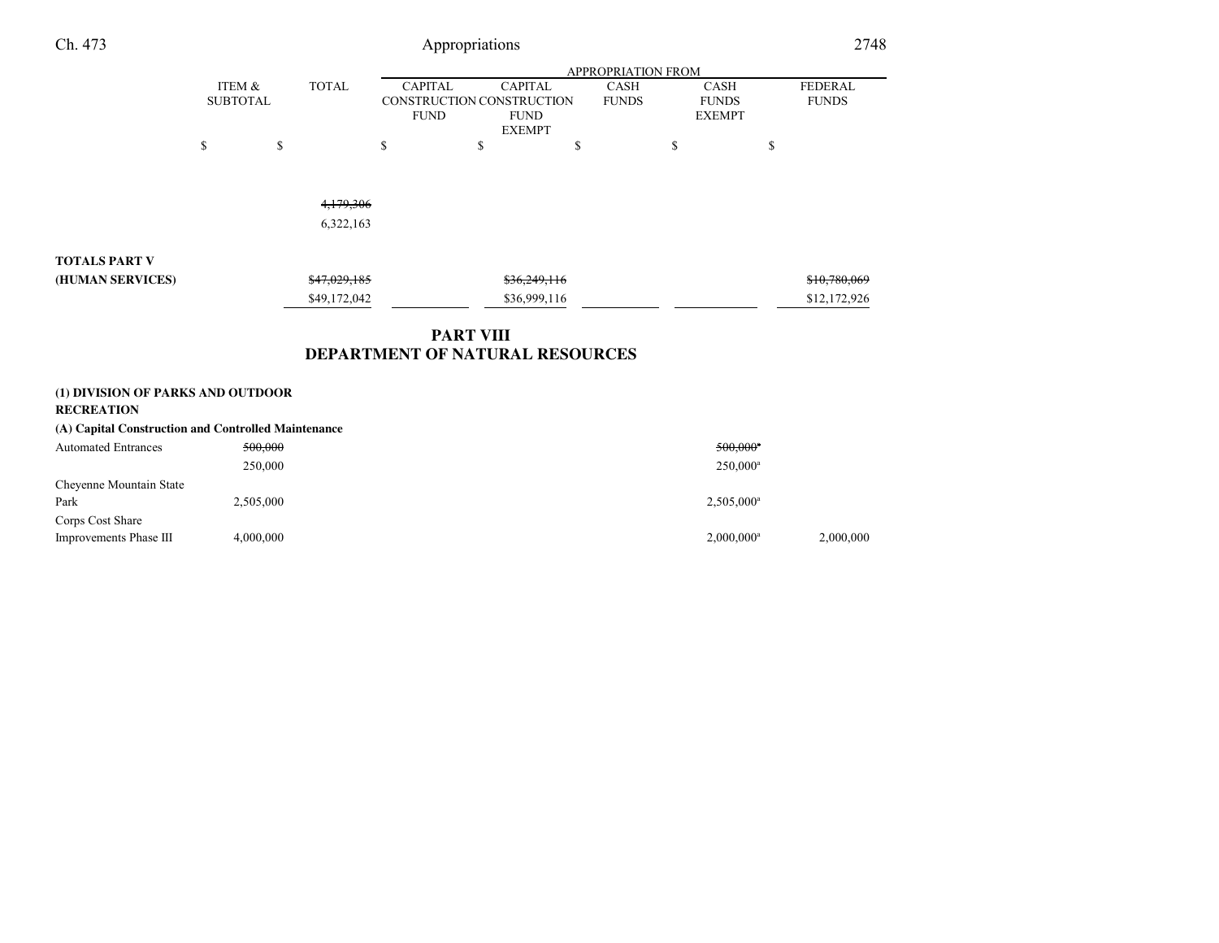| | ITEM & SUBTOTAL | TOTAL | APPROPRIATION FROM CAPITAL CONSTRUCTION FUND | CAPITAL CONSTRUCTION FUND EXEMPT | CASH FUNDS | CASH FUNDS EXEMPT | FEDERAL FUNDS |
|---|---|---|---|---|---|---|---|
| | $ | $ | $ | $ | $ | $ | $ |
| | | ~~4,179,306~~ | | | | | |
| | | 6,322,163 | | | | | |
| **TOTALS PART V** | | | | | | | |
| **(HUMAN SERVICES)** | | ~~$47,029,185~~ | | ~~$36,249,116~~ | | | ~~$10,780,069~~ |
| | | $49,172,042 | | $36,999,116 | | | $12,172,926 |

## PART VIII
## DEPARTMENT OF NATURAL RESOURCES

**(1) DIVISION OF PARKS AND OUTDOOR RECREATION**

**(A) Capital Construction and Controlled Maintenance**

| | ITEM & SUBTOTAL | TOTAL | CAPITAL CONSTRUCTION FUND | CAPITAL CONSTRUCTION FUND EXEMPT | CASH FUNDS | CASH FUNDS EXEMPT | FEDERAL FUNDS |
|---|---|---|---|---|---|---|---|
| Automated Entrances | ~~500,000~~ | | | | | ~~500,000~~[a] | |
| | 250,000 | | | | | 250,000[a] | |
| Cheyenne Mountain State Park | 2,505,000 | | | | | 2,505,000[a] | |
| Corps Cost Share Improvements Phase III | 4,000,000 | | | | | 2,000,000[a] | 2,000,000 |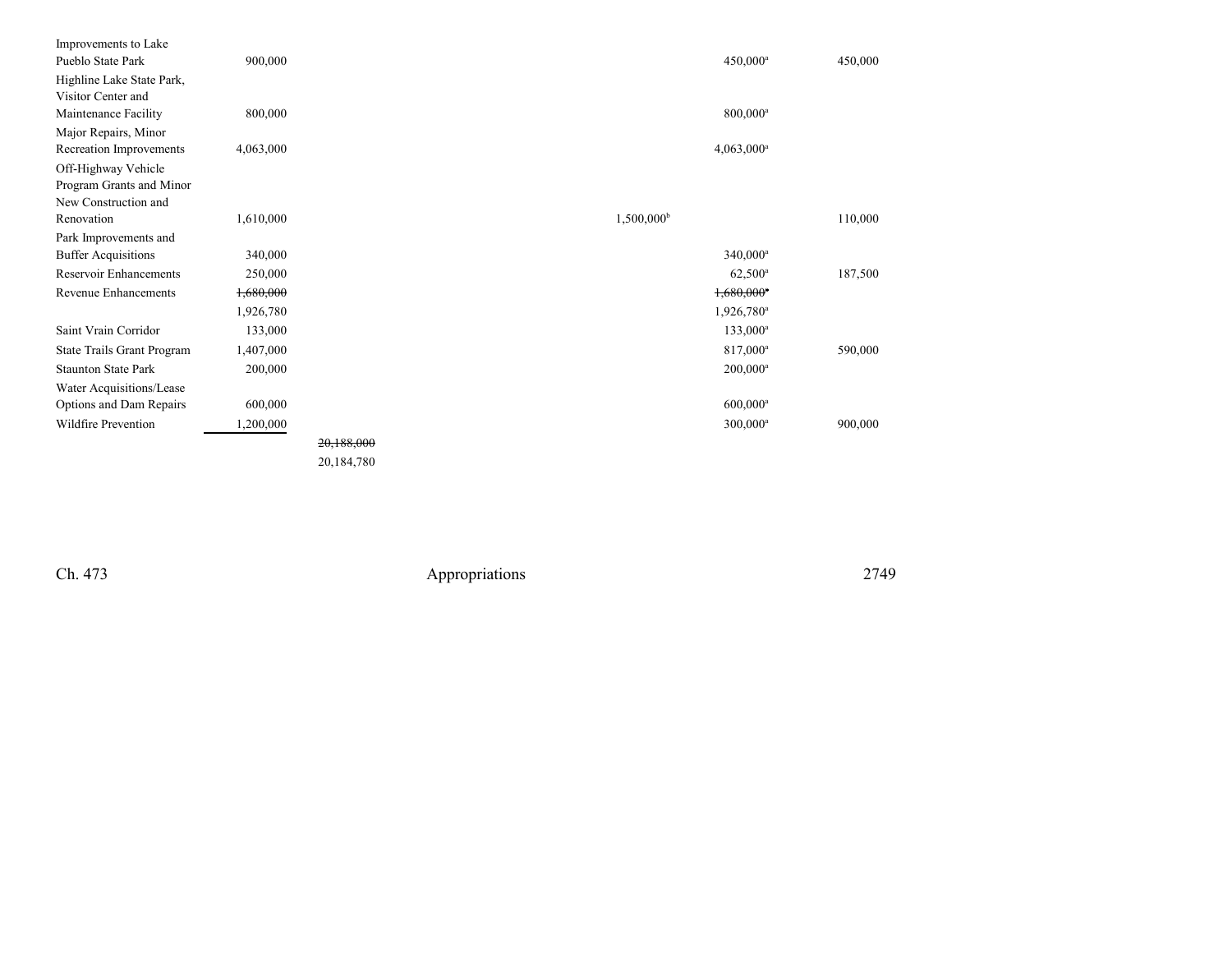| | | | | | | |
|---|---|---|---|---|---|---|
| Improvements to Lake Pueblo State Park | 900,000 | | | | 450,000[a] | 450,000 |
| Highline Lake State Park, Visitor Center and Maintenance Facility | 800,000 | | | | 800,000[a] | |
| Major Repairs, Minor Recreation Improvements | 4,063,000 | | | | 4,063,000[a] | |
| Off-Highway Vehicle Program Grants and Minor New Construction and Renovation | 1,610,000 | | | 1,500,000[b] | | 110,000 |
| Park Improvements and Buffer Acquisitions | 340,000 | | | | 340,000[a] | |
| Reservoir Enhancements | 250,000 | | | | 62,500[a] | 187,500 |
| Revenue Enhancements | ~~1,680,000~~ | | | | ~~1,680,000[a]~~ | |
| | 1,926,780 | | | | 1,926,780[a] | |
| Saint Vrain Corridor | 133,000 | | | | 133,000[a] | |
| State Trails Grant Program | 1,407,000 | | | | 817,000[a] | 590,000 |
| Staunton State Park | 200,000 | | | | 200,000[a] | |
| Water Acquisitions/Lease Options and Dam Repairs | 600,000 | | | | 600,000[a] | |
| Wildfire Prevention | 1,200,000 | | | | 300,000[a] | 900,000 |
| | | ~~20,188,000~~ | | | | |
| | | 20,184,780 | | | | |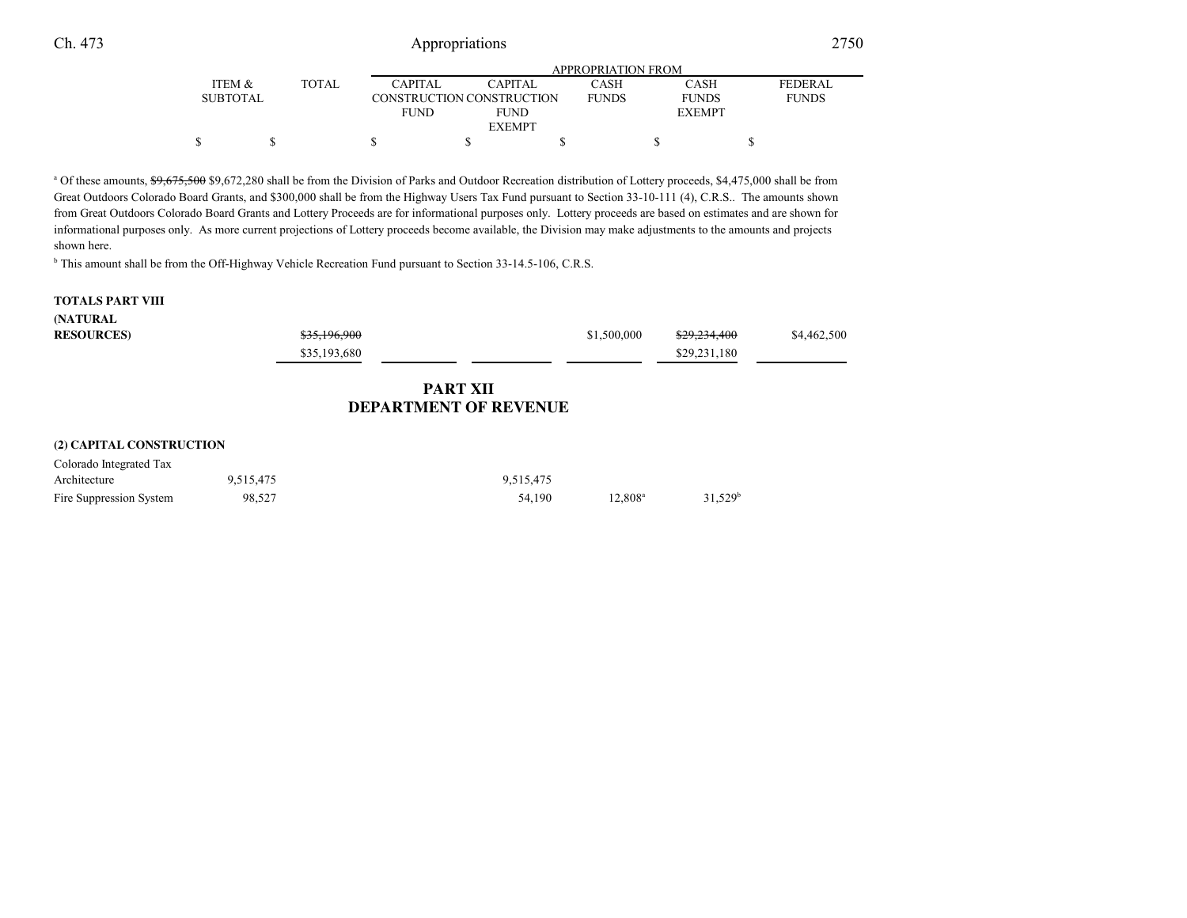| | ITEM & SUBTOTAL | TOTAL | APPROPRIATION FROM CAPITAL CONSTRUCTION FUND | CAPITAL CONSTRUCTION FUND EXEMPT | CASH FUNDS | CASH FUNDS EXEMPT | FEDERAL FUNDS |
|---|---|---|---|---|---|---|---|
| | $ | $ | $ | $ | $ | $ | $ |

[a] Of these amounts, ~~$9,675,500~~ $9,672,280 shall be from the Division of Parks and Outdoor Recreation distribution of Lottery proceeds, $4,475,000 shall be from Great Outdoors Colorado Board Grants, and $300,000 shall be from the Highway Users Tax Fund pursuant to Section 33-10-111 (4), C.R.S.. The amounts shown from Great Outdoors Colorado Board Grants and Lottery Proceeds are for informational purposes only. Lottery proceeds are based on estimates and are shown for informational purposes only. As more current projections of Lottery proceeds become available, the Division may make adjustments to the amounts and projects shown here.

[b] This amount shall be from the Off-Highway Vehicle Recreation Fund pursuant to Section 33-14.5-106, C.R.S.

| | ITEM & SUBTOTAL | TOTAL | CAPITAL CONSTRUCTION FUND | CAPITAL CONSTRUCTION FUND EXEMPT | CASH FUNDS | CASH FUNDS EXEMPT | FEDERAL FUNDS |
|---|---|---|---|---|---|---|---|
| **TOTALS PART VIII (NATURAL RESOURCES)** | | ~~$35,196,900~~ $35,193,680 | | | $1,500,000 | ~~$29,234,400~~ $29,231,180 | $4,462,500 |

## PART XII
## DEPARTMENT OF REVENUE

**(2) CAPITAL CONSTRUCTION**

| | ITEM & SUBTOTAL | TOTAL | CAPITAL CONSTRUCTION FUND | CAPITAL CONSTRUCTION FUND EXEMPT | CASH FUNDS | CASH FUNDS EXEMPT | FEDERAL FUNDS |
|---|---|---|---|---|---|---|---|
| Colorado Integrated Tax Architecture | 9,515,475 | | | 9,515,475 | | | |
| Fire Suppression System | 98,527 | | | 54,190 | 12,808[a] | 31,529[b] | |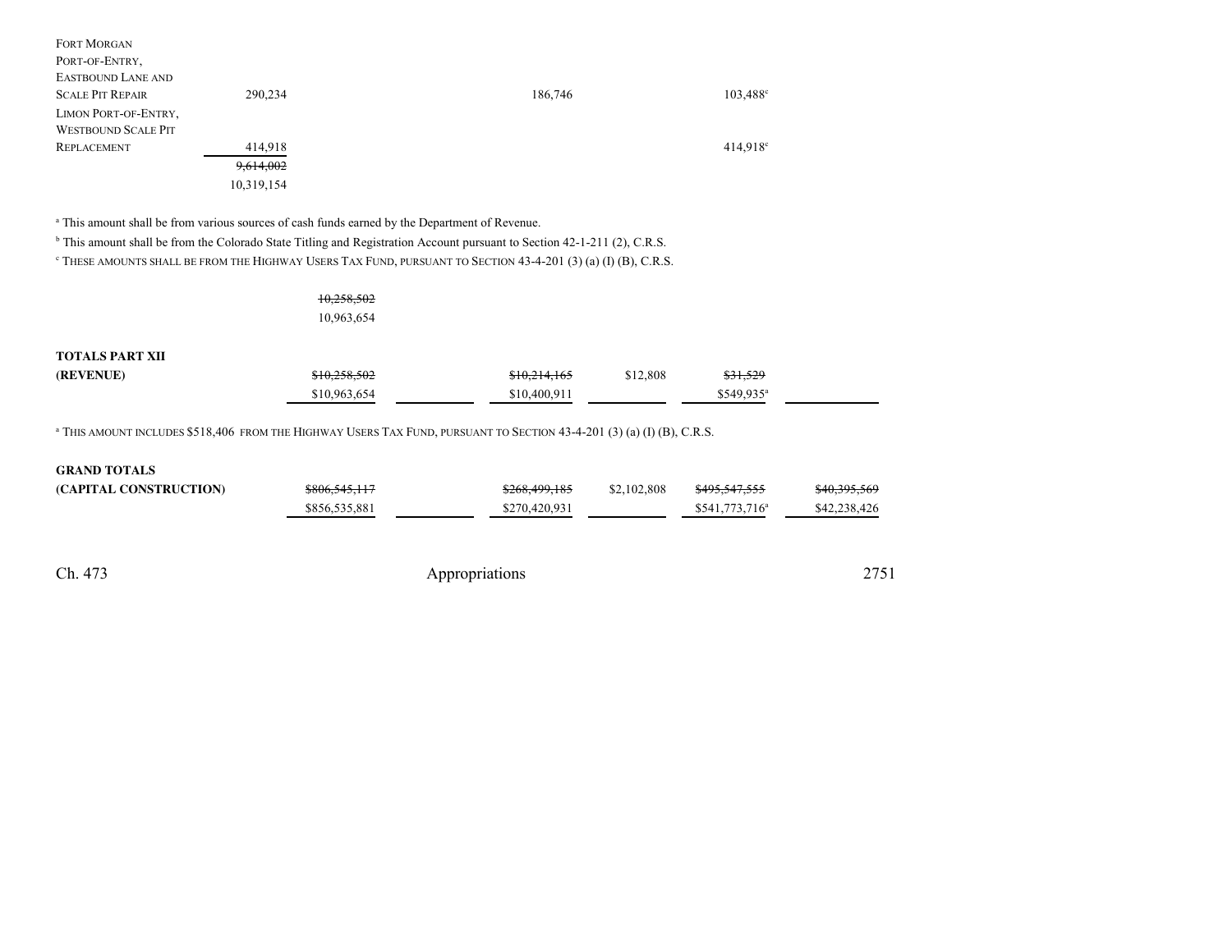| | | | | | | | |
|---|---|---|---|---|---|---|---|
| FORT MORGAN PORT-OF-ENTRY, EASTBOUND LANE AND SCALE PIT REPAIR | 290,234 | | | 186,746 | | 103,488[c] | |
| LIMON PORT-OF-ENTRY, WESTBOUND SCALE PIT REPLACEMENT | 414,918 | | | | | 414,918[c] | |
| | ~~9,614,002~~ 10,319,154 | | | | | | |

[a] This amount shall be from various sources of cash funds earned by the Department of Revenue.

[b] This amount shall be from the Colorado State Titling and Registration Account pursuant to Section 42-1-211 (2), C.R.S.

[c] THESE AMOUNTS SHALL BE FROM THE HIGHWAY USERS TAX FUND, PURSUANT TO SECTION 43-4-201 (3) (a) (I) (B), C.R.S.

| | | | | | | | |
|---|---|---|---|---|---|---|---|
| | | ~~10,258,502~~ 10,963,654 | | | | | |
| **TOTALS PART XII (REVENUE)** | | ~~$10,258,502~~ $10,963,654 | | ~~$10,214,165~~ $10,400,911 | $12,808 | ~~$31,529~~ $549,935[a] | |

[a] THIS AMOUNT INCLUDES $518,406 FROM THE HIGHWAY USERS TAX FUND, PURSUANT TO SECTION 43-4-201 (3) (a) (I) (B), C.R.S.

| | | | | | | | |
|---|---|---|---|---|---|---|---|
| **GRAND TOTALS (CAPITAL CONSTRUCTION)** | | ~~$806,545,117~~ $856,535,881 | | ~~$268,499,185~~ $270,420,931 | $2,102,808 | ~~$495,547,555~~ $541,773,716[a] | ~~$40,395,569~~ $42,238,426 |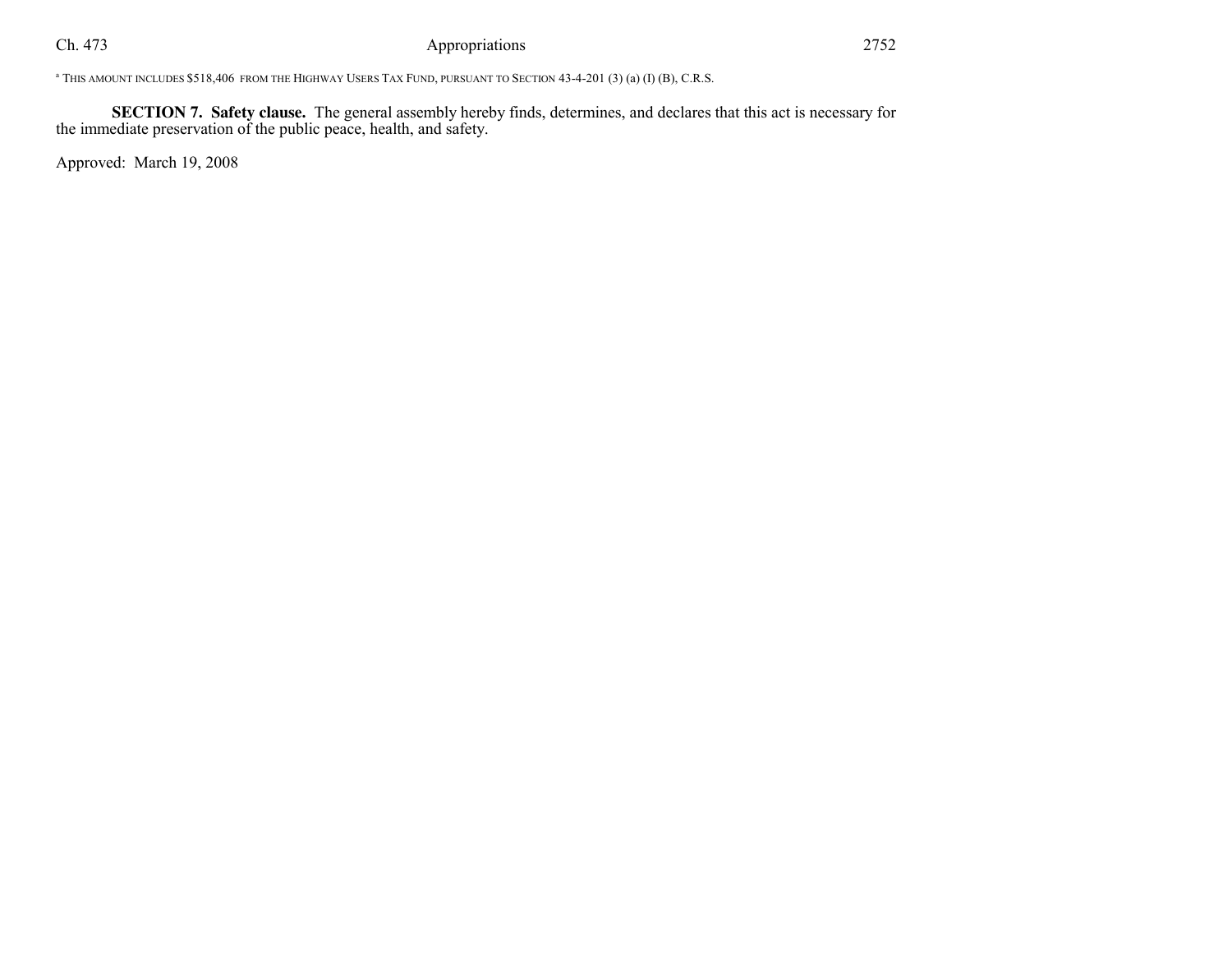[a] THIS AMOUNT INCLUDES $518,406 FROM THE HIGHWAY USERS TAX FUND, PURSUANT TO SECTION 43-4-201 (3) (a) (I) (B), C.R.S.

**SECTION 7. Safety clause.** The general assembly hereby finds, determines, and declares that this act is necessary for the immediate preservation of the public peace, health, and safety.

Approved: March 19, 2008